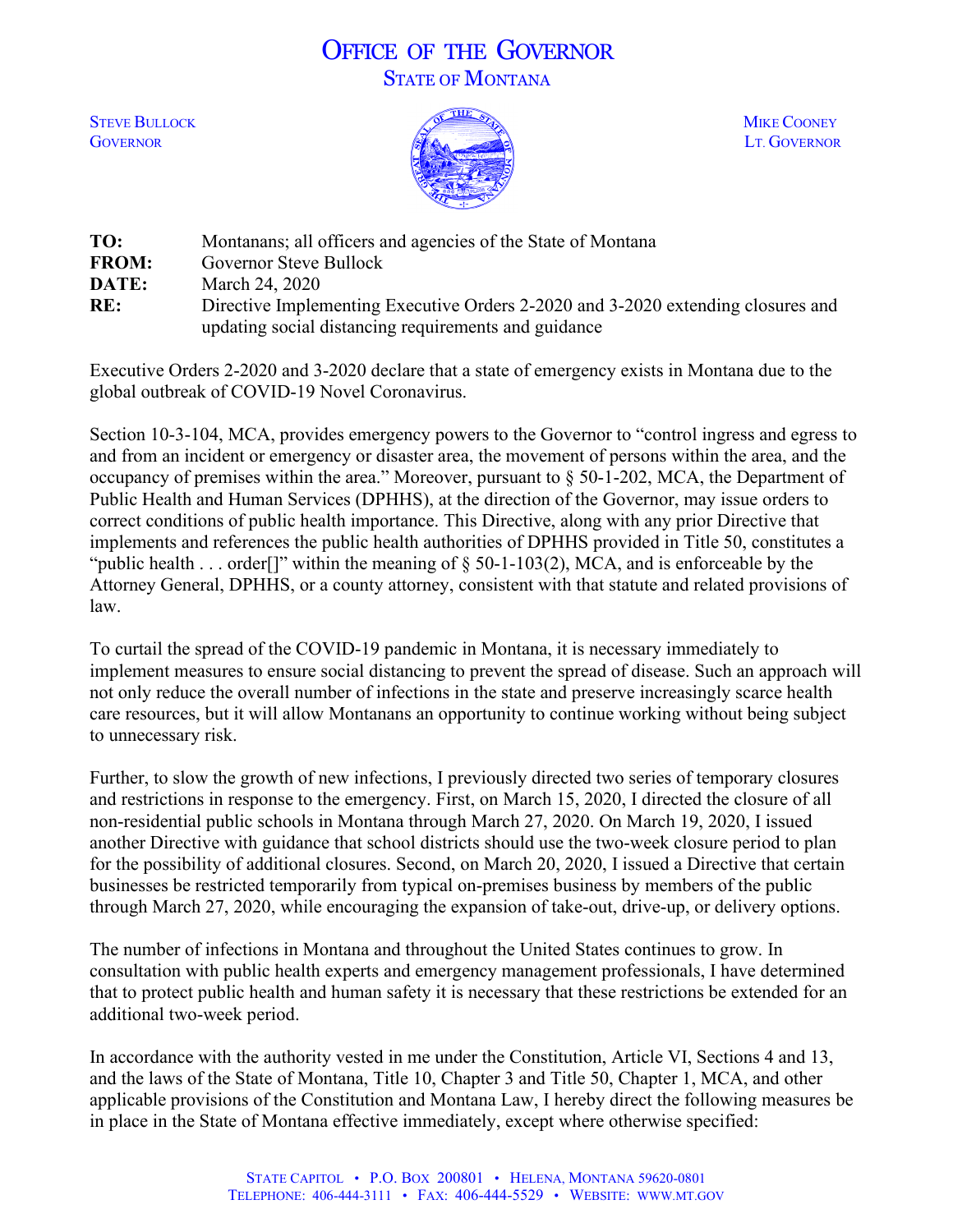# OFFICE OF THE GOVERNOR
## STATE OF MONTANA

STEVE BULLOCK
GOVERNOR

MIKE COONEY
LT. GOVERNOR

**TO:** Montanans; all officers and agencies of the State of Montana
**FROM:** Governor Steve Bullock
**DATE:** March 24, 2020
**RE:** Directive Implementing Executive Orders 2-2020 and 3-2020 extending closures and updating social distancing requirements and guidance

Executive Orders 2-2020 and 3-2020 declare that a state of emergency exists in Montana due to the global outbreak of COVID-19 Novel Coronavirus.

Section 10-3-104, MCA, provides emergency powers to the Governor to "control ingress and egress to and from an incident or emergency or disaster area, the movement of persons within the area, and the occupancy of premises within the area." Moreover, pursuant to § 50-1-202, MCA, the Department of Public Health and Human Services (DPHHS), at the direction of the Governor, may issue orders to correct conditions of public health importance. This Directive, along with any prior Directive that implements and references the public health authorities of DPHHS provided in Title 50, constitutes a "public health . . . order[]" within the meaning of § 50-1-103(2), MCA, and is enforceable by the Attorney General, DPHHS, or a county attorney, consistent with that statute and related provisions of law.

To curtail the spread of the COVID-19 pandemic in Montana, it is necessary immediately to implement measures to ensure social distancing to prevent the spread of disease. Such an approach will not only reduce the overall number of infections in the state and preserve increasingly scarce health care resources, but it will allow Montanans an opportunity to continue working without being subject to unnecessary risk.

Further, to slow the growth of new infections, I previously directed two series of temporary closures and restrictions in response to the emergency. First, on March 15, 2020, I directed the closure of all non-residential public schools in Montana through March 27, 2020. On March 19, 2020, I issued another Directive with guidance that school districts should use the two-week closure period to plan for the possibility of additional closures. Second, on March 20, 2020, I issued a Directive that certain businesses be restricted temporarily from typical on-premises business by members of the public through March 27, 2020, while encouraging the expansion of take-out, drive-up, or delivery options.

The number of infections in Montana and throughout the United States continues to grow. In consultation with public health experts and emergency management professionals, I have determined that to protect public health and human safety it is necessary that these restrictions be extended for an additional two-week period.

In accordance with the authority vested in me under the Constitution, Article VI, Sections 4 and 13, and the laws of the State of Montana, Title 10, Chapter 3 and Title 50, Chapter 1, MCA, and other applicable provisions of the Constitution and Montana Law, I hereby direct the following measures be in place in the State of Montana effective immediately, except where otherwise specified: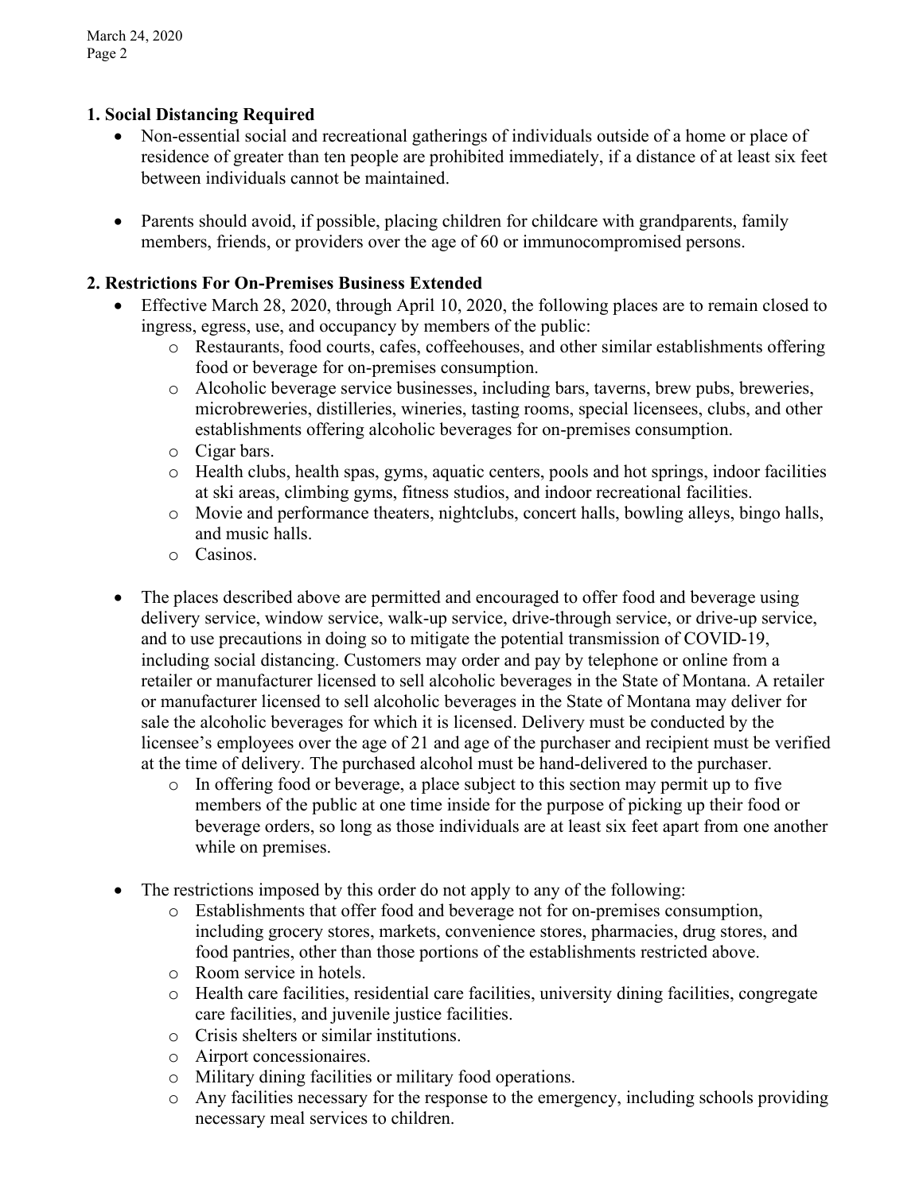**1. Social Distancing Required**

- Non-essential social and recreational gatherings of individuals outside of a home or place of residence of greater than ten people are prohibited immediately, if a distance of at least six feet between individuals cannot be maintained.

- Parents should avoid, if possible, placing children for childcare with grandparents, family members, friends, or providers over the age of 60 or immunocompromised persons.

**2. Restrictions For On-Premises Business Extended**

- Effective March 28, 2020, through April 10, 2020, the following places are to remain closed to ingress, egress, use, and occupancy by members of the public:
  - Restaurants, food courts, cafes, coffeehouses, and other similar establishments offering food or beverage for on-premises consumption.
  - Alcoholic beverage service businesses, including bars, taverns, brew pubs, breweries, microbreweries, distilleries, wineries, tasting rooms, special licensees, clubs, and other establishments offering alcoholic beverages for on-premises consumption.
  - Cigar bars.
  - Health clubs, health spas, gyms, aquatic centers, pools and hot springs, indoor facilities at ski areas, climbing gyms, fitness studios, and indoor recreational facilities.
  - Movie and performance theaters, nightclubs, concert halls, bowling alleys, bingo halls, and music halls.
  - Casinos.

- The places described above are permitted and encouraged to offer food and beverage using delivery service, window service, walk-up service, drive-through service, or drive-up service, and to use precautions in doing so to mitigate the potential transmission of COVID-19, including social distancing. Customers may order and pay by telephone or online from a retailer or manufacturer licensed to sell alcoholic beverages in the State of Montana. A retailer or manufacturer licensed to sell alcoholic beverages in the State of Montana may deliver for sale the alcoholic beverages for which it is licensed. Delivery must be conducted by the licensee's employees over the age of 21 and age of the purchaser and recipient must be verified at the time of delivery. The purchased alcohol must be hand-delivered to the purchaser.
  - In offering food or beverage, a place subject to this section may permit up to five members of the public at one time inside for the purpose of picking up their food or beverage orders, so long as those individuals are at least six feet apart from one another while on premises.

- The restrictions imposed by this order do not apply to any of the following:
  - Establishments that offer food and beverage not for on-premises consumption, including grocery stores, markets, convenience stores, pharmacies, drug stores, and food pantries, other than those portions of the establishments restricted above.
  - Room service in hotels.
  - Health care facilities, residential care facilities, university dining facilities, congregate care facilities, and juvenile justice facilities.
  - Crisis shelters or similar institutions.
  - Airport concessionaires.
  - Military dining facilities or military food operations.
  - Any facilities necessary for the response to the emergency, including schools providing necessary meal services to children.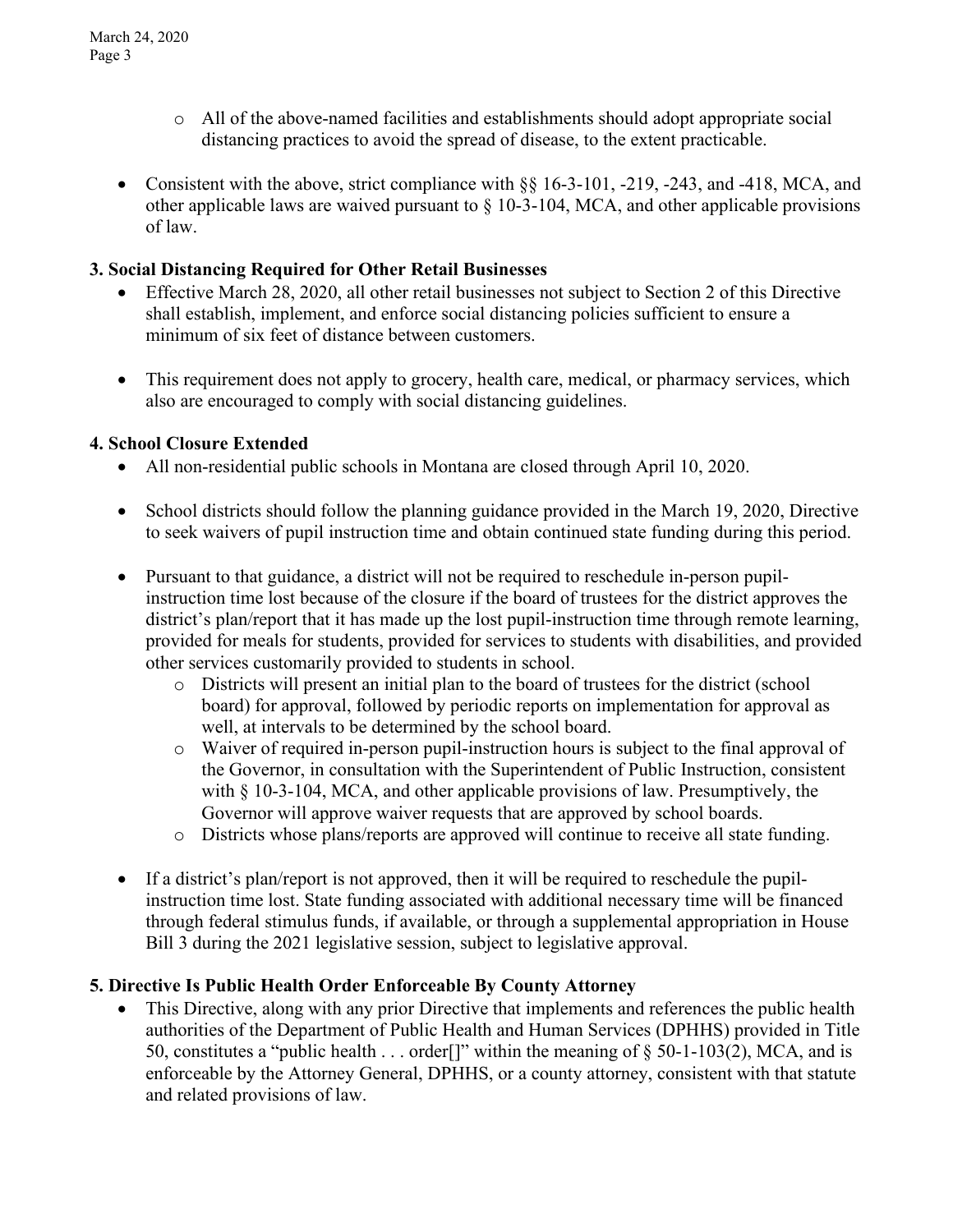- All of the above-named facilities and establishments should adopt appropriate social distancing practices to avoid the spread of disease, to the extent practicable.

- Consistent with the above, strict compliance with §§ 16-3-101, -219, -243, and -418, MCA, and other applicable laws are waived pursuant to § 10-3-104, MCA, and other applicable provisions of law.

**3. Social Distancing Required for Other Retail Businesses**

- Effective March 28, 2020, all other retail businesses not subject to Section 2 of this Directive shall establish, implement, and enforce social distancing policies sufficient to ensure a minimum of six feet of distance between customers.

- This requirement does not apply to grocery, health care, medical, or pharmacy services, which also are encouraged to comply with social distancing guidelines.

**4. School Closure Extended**

- All non-residential public schools in Montana are closed through April 10, 2020.

- School districts should follow the planning guidance provided in the March 19, 2020, Directive to seek waivers of pupil instruction time and obtain continued state funding during this period.

- Pursuant to that guidance, a district will not be required to reschedule in-person pupil-instruction time lost because of the closure if the board of trustees for the district approves the district's plan/report that it has made up the lost pupil-instruction time through remote learning, provided for meals for students, provided for services to students with disabilities, and provided other services customarily provided to students in school.
  - Districts will present an initial plan to the board of trustees for the district (school board) for approval, followed by periodic reports on implementation for approval as well, at intervals to be determined by the school board.
  - Waiver of required in-person pupil-instruction hours is subject to the final approval of the Governor, in consultation with the Superintendent of Public Instruction, consistent with § 10-3-104, MCA, and other applicable provisions of law. Presumptively, the Governor will approve waiver requests that are approved by school boards.
  - Districts whose plans/reports are approved will continue to receive all state funding.

- If a district's plan/report is not approved, then it will be required to reschedule the pupil-instruction time lost. State funding associated with additional necessary time will be financed through federal stimulus funds, if available, or through a supplemental appropriation in House Bill 3 during the 2021 legislative session, subject to legislative approval.

**5. Directive Is Public Health Order Enforceable By County Attorney**

- This Directive, along with any prior Directive that implements and references the public health authorities of the Department of Public Health and Human Services (DPHHS) provided in Title 50, constitutes a "public health . . . order[]" within the meaning of § 50-1-103(2), MCA, and is enforceable by the Attorney General, DPHHS, or a county attorney, consistent with that statute and related provisions of law.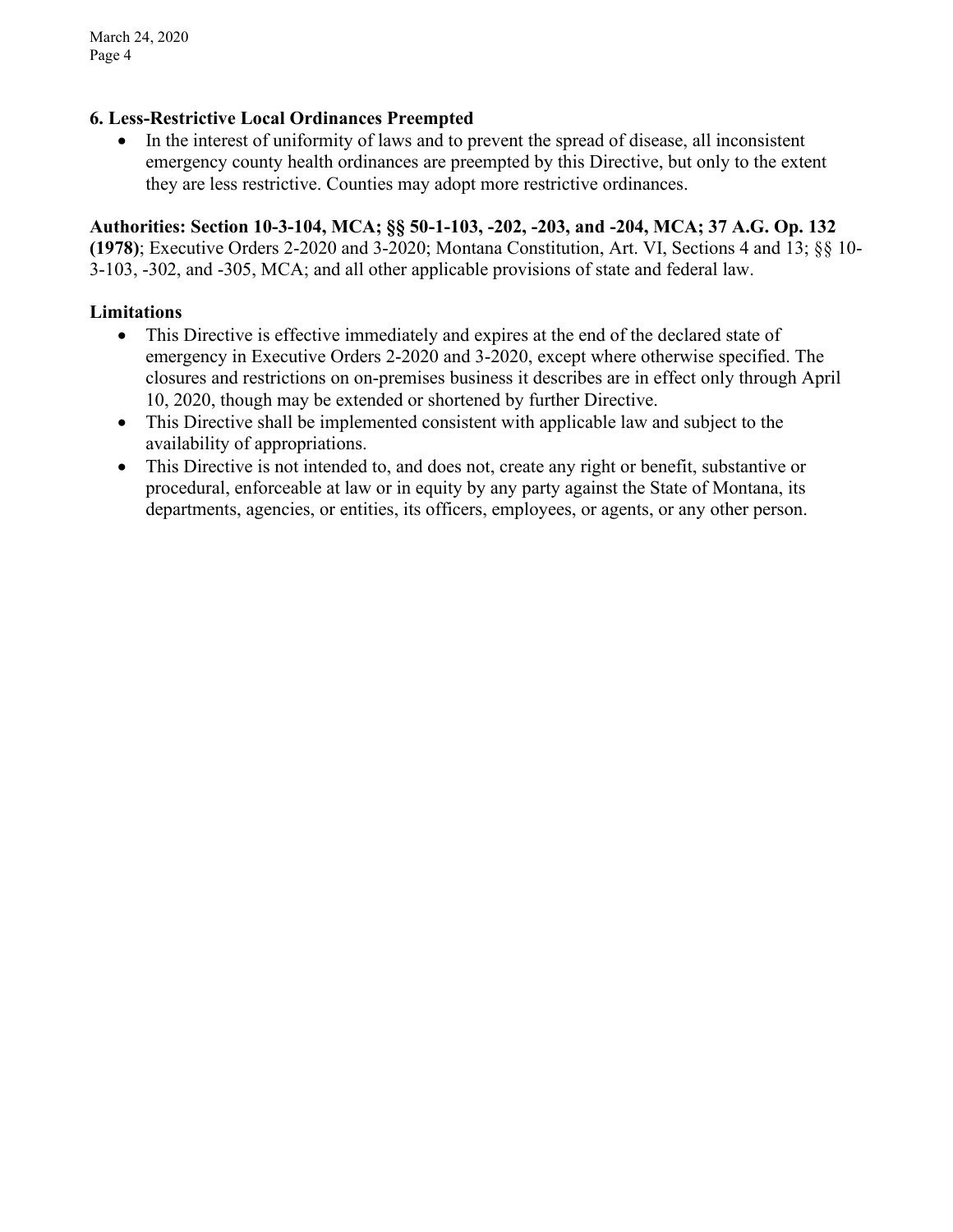### 6. Less-Restrictive Local Ordinances Preempted

- In the interest of uniformity of laws and to prevent the spread of disease, all inconsistent emergency county health ordinances are preempted by this Directive, but only to the extent they are less restrictive. Counties may adopt more restrictive ordinances.

**Authorities: Section 10-3-104, MCA; §§ 50-1-103, -202, -203, and -204, MCA; 37 A.G. Op. 132 (1978)**; Executive Orders 2-2020 and 3-2020; Montana Constitution, Art. VI, Sections 4 and 13; §§ 10-3-103, -302, and -305, MCA; and all other applicable provisions of state and federal law.

**Limitations**

- This Directive is effective immediately and expires at the end of the declared state of emergency in Executive Orders 2-2020 and 3-2020, except where otherwise specified. The closures and restrictions on on-premises business it describes are in effect only through April 10, 2020, though may be extended or shortened by further Directive.
- This Directive shall be implemented consistent with applicable law and subject to the availability of appropriations.
- This Directive is not intended to, and does not, create any right or benefit, substantive or procedural, enforceable at law or in equity by any party against the State of Montana, its departments, agencies, or entities, its officers, employees, or agents, or any other person.